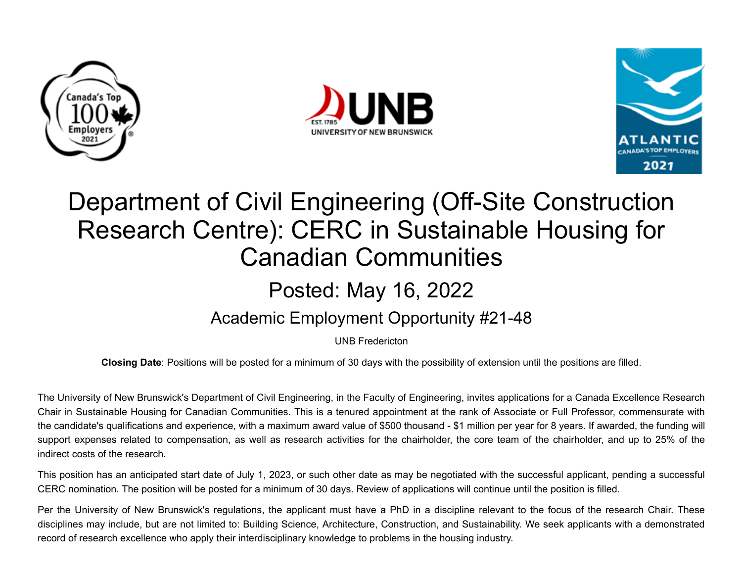# Department of Civil Engineering (Off-Site Construction Research Centre): CERC in Sustainable Housing for Canadian Communities

## Posted: May 16, 2022

### Academic Employment Opportunity #21-48

UNB Fredericton

**Closing Date**: Positions will be posted for a minimum of 30 days with the possibility of extension until the positions are filled.

The University of New Brunswick's Department of Civil Engineering, in the Faculty of Engineering, invites applications for a Canada Excellence Research Chair in Sustainable Housing for Canadian Communities. This is a tenured appointment at the rank of Associate or Full Professor, commensurate with the candidate's qualifications and experience, with a maximum award value of $500 thousand - $1 million per year for 8 years. If awarded, the funding will support expenses related to compensation, as well as research activities for the chairholder, the core team of the chairholder, and up to 25% of the indirect costs of the research.

This position has an anticipated start date of July 1, 2023, or such other date as may be negotiated with the successful applicant, pending a successful CERC nomination. The position will be posted for a minimum of 30 days. Review of applications will continue until the position is filled.

Per the University of New Brunswick's regulations, the applicant must have a PhD in a discipline relevant to the focus of the research Chair. These disciplines may include, but are not limited to: Building Science, Architecture, Construction, and Sustainability. We seek applicants with a demonstrated record of research excellence who apply their interdisciplinary knowledge to problems in the housing industry.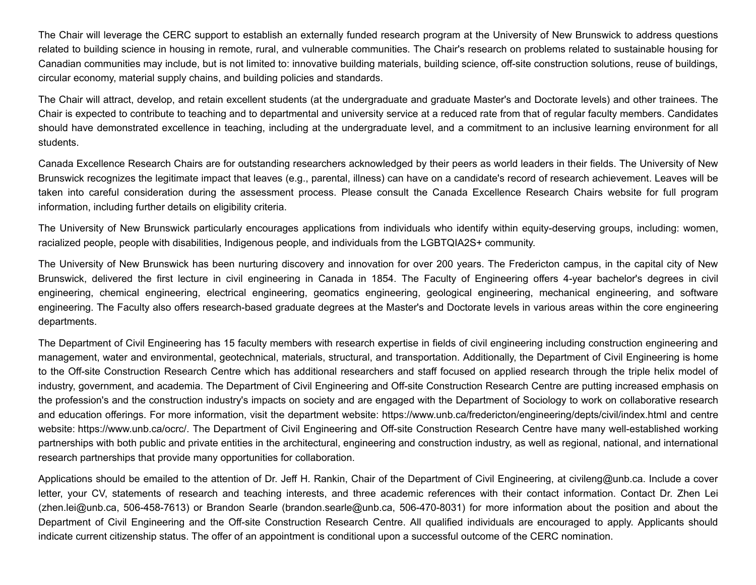The Chair will leverage the CERC support to establish an externally funded research program at the University of New Brunswick to address questions related to building science in housing in remote, rural, and vulnerable communities. The Chair's research on problems related to sustainable housing for Canadian communities may include, but is not limited to: innovative building materials, building science, off-site construction solutions, reuse of buildings, circular economy, material supply chains, and building policies and standards.

The Chair will attract, develop, and retain excellent students (at the undergraduate and graduate Master's and Doctorate levels) and other trainees. The Chair is expected to contribute to teaching and to departmental and university service at a reduced rate from that of regular faculty members. Candidates should have demonstrated excellence in teaching, including at the undergraduate level, and a commitment to an inclusive learning environment for all students.

Canada Excellence Research Chairs are for outstanding researchers acknowledged by their peers as world leaders in their fields. The University of New Brunswick recognizes the legitimate impact that leaves (e.g., parental, illness) can have on a candidate's record of research achievement. Leaves will be taken into careful consideration during the assessment process. Please consult the Canada Excellence Research Chairs website for full program information, including further details on eligibility criteria.

The University of New Brunswick particularly encourages applications from individuals who identify within equity-deserving groups, including: women, racialized people, people with disabilities, Indigenous people, and individuals from the LGBTQIA2S+ community.

The University of New Brunswick has been nurturing discovery and innovation for over 200 years. The Fredericton campus, in the capital city of New Brunswick, delivered the first lecture in civil engineering in Canada in 1854. The Faculty of Engineering offers 4-year bachelor's degrees in civil engineering, chemical engineering, electrical engineering, geomatics engineering, geological engineering, mechanical engineering, and software engineering. The Faculty also offers research-based graduate degrees at the Master's and Doctorate levels in various areas within the core engineering departments.

The Department of Civil Engineering has 15 faculty members with research expertise in fields of civil engineering including construction engineering and management, water and environmental, geotechnical, materials, structural, and transportation. Additionally, the Department of Civil Engineering is home to the Off-site Construction Research Centre which has additional researchers and staff focused on applied research through the triple helix model of industry, government, and academia. The Department of Civil Engineering and Off-site Construction Research Centre are putting increased emphasis on the profession's and the construction industry's impacts on society and are engaged with the Department of Sociology to work on collaborative research and education offerings. For more information, visit the department website: https://www.unb.ca/fredericton/engineering/depts/civil/index.html and centre website: https://www.unb.ca/ocrc/. The Department of Civil Engineering and Off-site Construction Research Centre have many well-established working partnerships with both public and private entities in the architectural, engineering and construction industry, as well as regional, national, and international research partnerships that provide many opportunities for collaboration.

Applications should be emailed to the attention of Dr. Jeff H. Rankin, Chair of the Department of Civil Engineering, at civileng@unb.ca. Include a cover letter, your CV, statements of research and teaching interests, and three academic references with their contact information. Contact Dr. Zhen Lei (zhen.lei@unb.ca, 506-458-7613) or Brandon Searle (brandon.searle@unb.ca, 506-470-8031) for more information about the position and about the Department of Civil Engineering and the Off-site Construction Research Centre. All qualified individuals are encouraged to apply. Applicants should indicate current citizenship status. The offer of an appointment is conditional upon a successful outcome of the CERC nomination.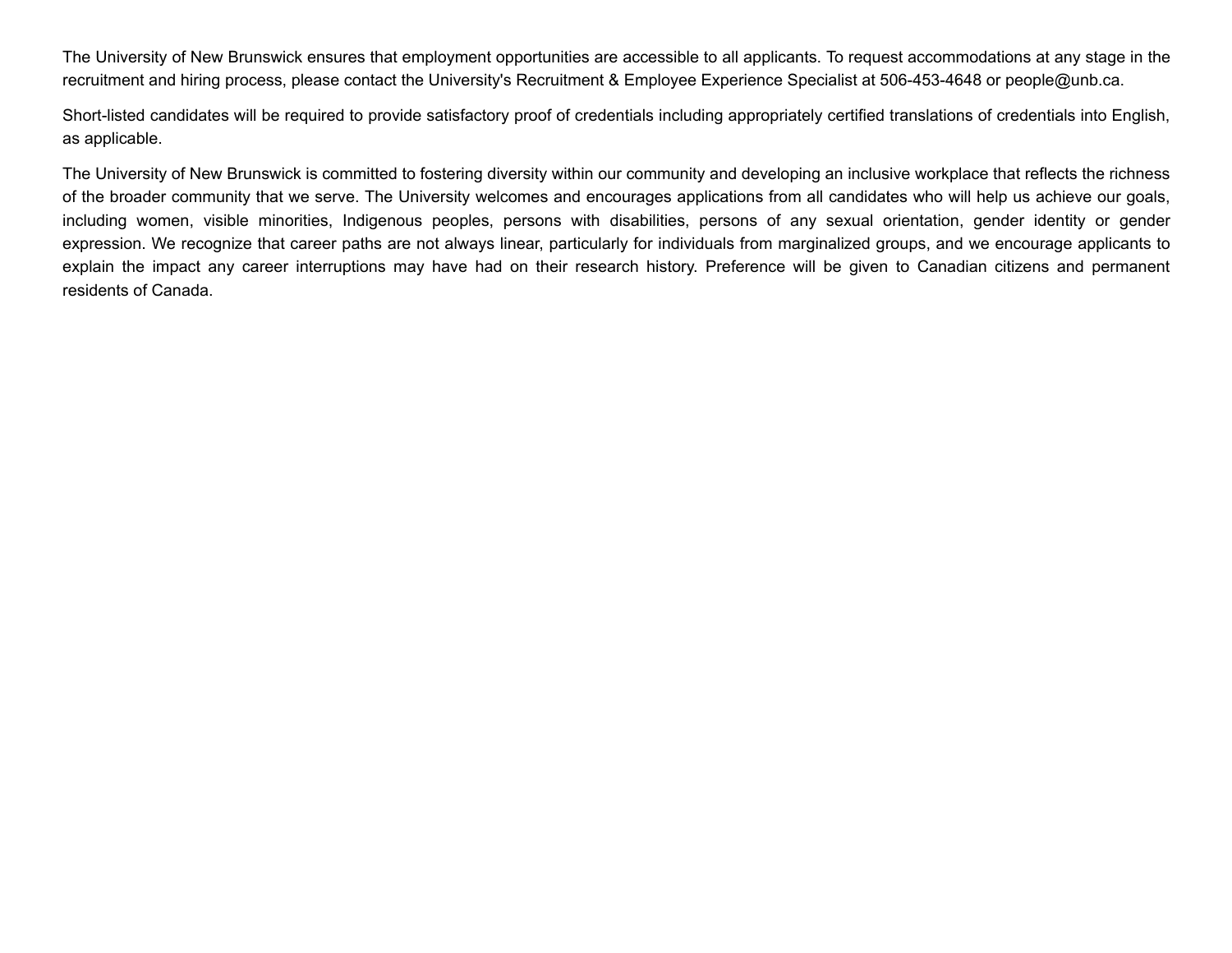The University of New Brunswick ensures that employment opportunities are accessible to all applicants. To request accommodations at any stage in the recruitment and hiring process, please contact the University's Recruitment & Employee Experience Specialist at 506-453-4648 or people@unb.ca.

Short-listed candidates will be required to provide satisfactory proof of credentials including appropriately certified translations of credentials into English, as applicable.

The University of New Brunswick is committed to fostering diversity within our community and developing an inclusive workplace that reflects the richness of the broader community that we serve. The University welcomes and encourages applications from all candidates who will help us achieve our goals, including women, visible minorities, Indigenous peoples, persons with disabilities, persons of any sexual orientation, gender identity or gender expression. We recognize that career paths are not always linear, particularly for individuals from marginalized groups, and we encourage applicants to explain the impact any career interruptions may have had on their research history. Preference will be given to Canadian citizens and permanent residents of Canada.